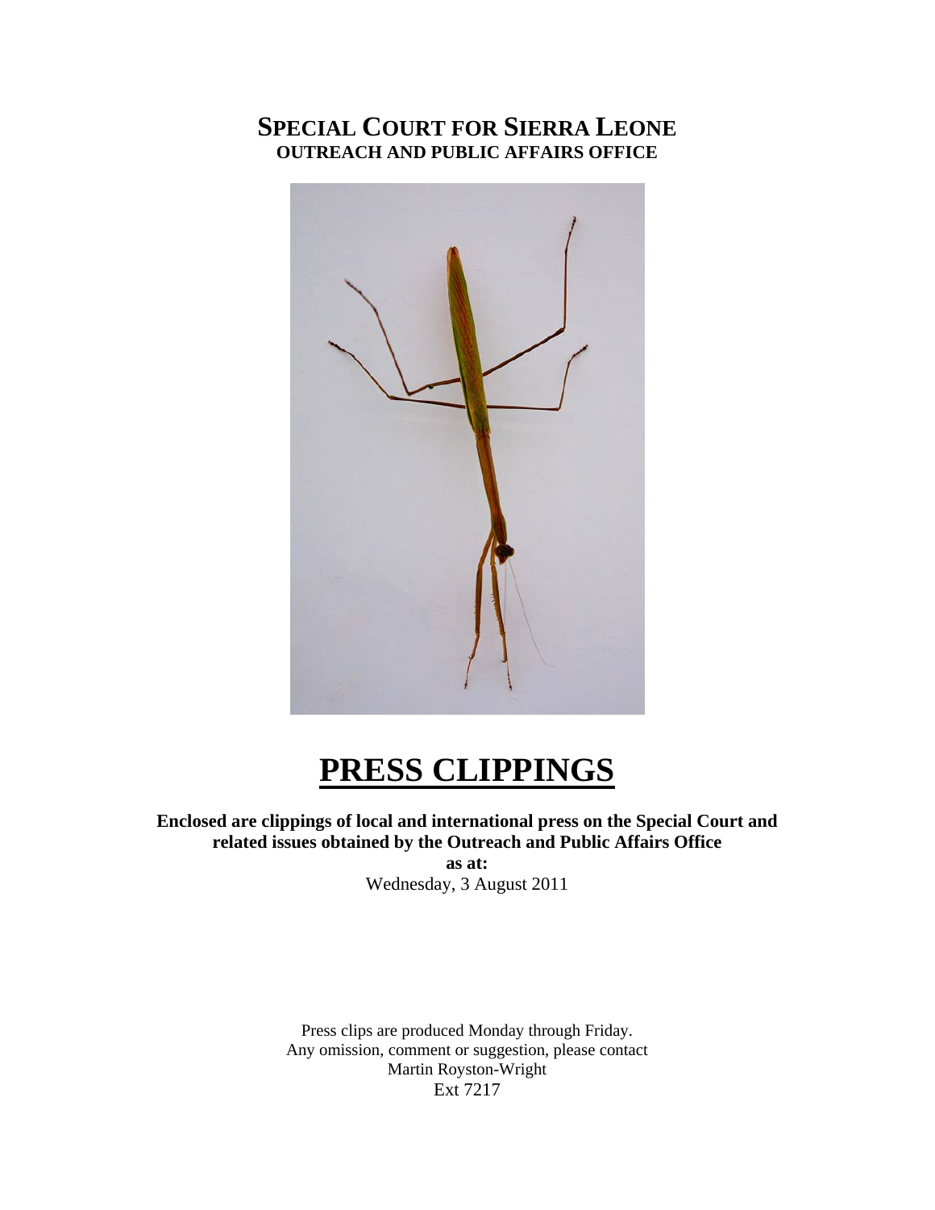# SPECIAL COURT FOR SIERRA LEONE
## OUTREACH AND PUBLIC AFFAIRS OFFICE

# PRESS CLIPPINGS

**Enclosed are clippings of local and international press on the Special Court and related issues obtained by the Outreach and Public Affairs Office**

**as at:**

Wednesday, 3 August 2011

Press clips are produced Monday through Friday.
Any omission, comment or suggestion, please contact
Martin Royston-Wright
Ext 7217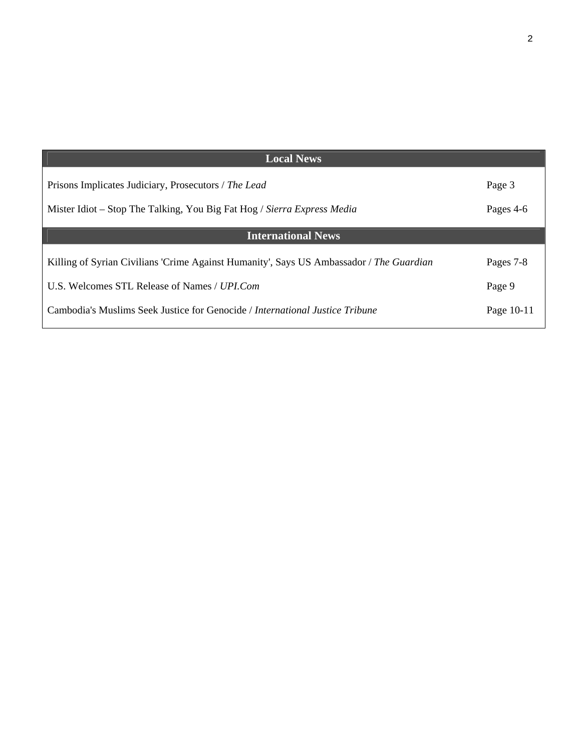| Local News | |
|---|---|
| Prisons Implicates Judiciary, Prosecutors / *The Lead* | Page 3 |
| Mister Idiot – Stop The Talking, You Big Fat Hog / *Sierra Express Media* | Pages 4-6 |
| **International News** | |
| Killing of Syrian Civilians 'Crime Against Humanity', Says US Ambassador / *The Guardian* | Pages 7-8 |
| U.S. Welcomes STL Release of Names / *UPI.Com* | Page 9 |
| Cambodia's Muslims Seek Justice for Genocide / *International Justice Tribune* | Page 10-11 |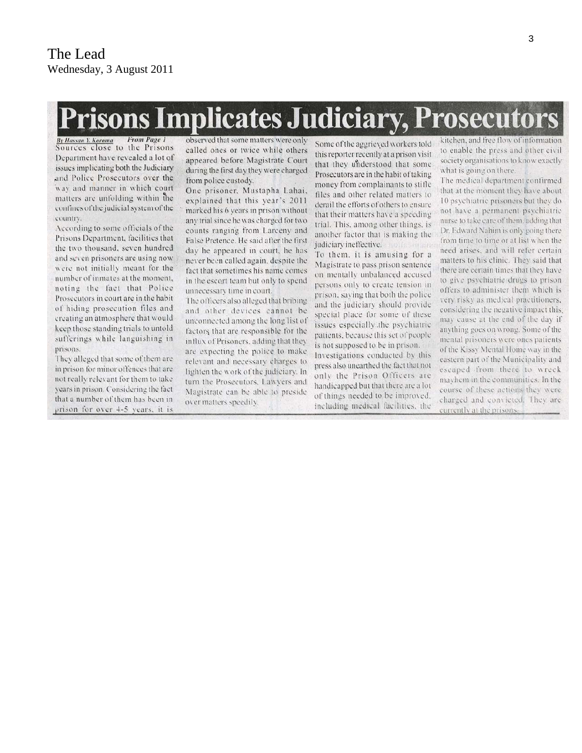The Lead
Wednesday, 3 August 2011

# Prisons Implicates Judiciary, Prosecutors

*By Hassan Y. Koroma* *From Page 1*

Sources close to the Prisons Department have revealed a lot of issues implicating both the Judiciary and Police Prosecutors over the way and manner in which court matters are unfolding within the confines of the judicial system of the country.

According to some officials of the Prisons Department, facilities that the two thousand, seven hundred and seven prisoners are using now were not initially meant for the number of inmates at the moment, noting the fact that Police Prosecutors in court are in the habit of hiding prosecution files and creating an atmosphere that would keep those standing trials to untold sufferings while languishing in prisons.

They alleged that some of them are in prison for minor offences that are not really relevant for them to take years in prison. Considering the fact that a number of them has been in prison for over 4-5 years, it is observed that some matters were only called ones or twice while others appeared before Magistrate Court during the first day they were charged from police custody.

One prisoner, Mustapha Lahai, explained that this year's 2011 marked his 6 years in prison without any trial since he was charged for two counts ranging from Larceny and False Pretence. He said after the first day he appeared in court, he has never been called again, despite the fact that sometimes his name comes in the escort team but only to spend unnecessary time in court.

The officers also alleged that bribing and other devices cannot be unconnected among the long list of factors that are responsible for the influx of Prisoners, adding that they are expecting the police to make relevant and necessary charges to lighten the work of the judiciary. In turn the Prosecutors, Lawyers and Magistrate can be able to preside over matters speedily.

Some of the aggrieved workers told this reporter recently at a prison visit that they understood that some Prosecutors are in the habit of taking money from complainants to stifle files and other related matters to derail the efforts of others to ensure that their matters have a speeding trial. This, among other things, is another factor that is making the judiciary ineffective.

To them, it is amusing for a Magistrate to pass prison sentence on mentally unbalanced accused persons only to create tension in prison, saying that both the police and the judiciary should provide special place for some of these issues especially the psychiatric patients, because this set of people is not supposed to be in prison.

Investigations conducted by this press also unearthed the fact that not only the Prison Officers are handicapped but that there are a lot of things needed to be improved, including medical facilities, the kitchen, and free flow of information to enable the press and other civil society organisations to know exactly what is going on there.

The medical department confirmed that at the moment they have about 10 psychiatric prisoners but they do not have a permanent psychiatric nurse to take care of them, adding that Dr. Edward Nahim is only going there from time to time or at list when the need arises, and will refer certain matters to his clinic. They said that there are certain times that they have to give psychiatric drugs to prison offers to administer them which is very risky as medical practitioners, considering the negative impact this may cause at the end of the day if anything goes on wrong. Some of the mental prisoners were ones patients of the Kissy Mental Home way in the eastern part of the Municipality and escaped from there to wreck mayhem in the communities. In the course of these actions they were charged and convicted. They are currently at the prisons.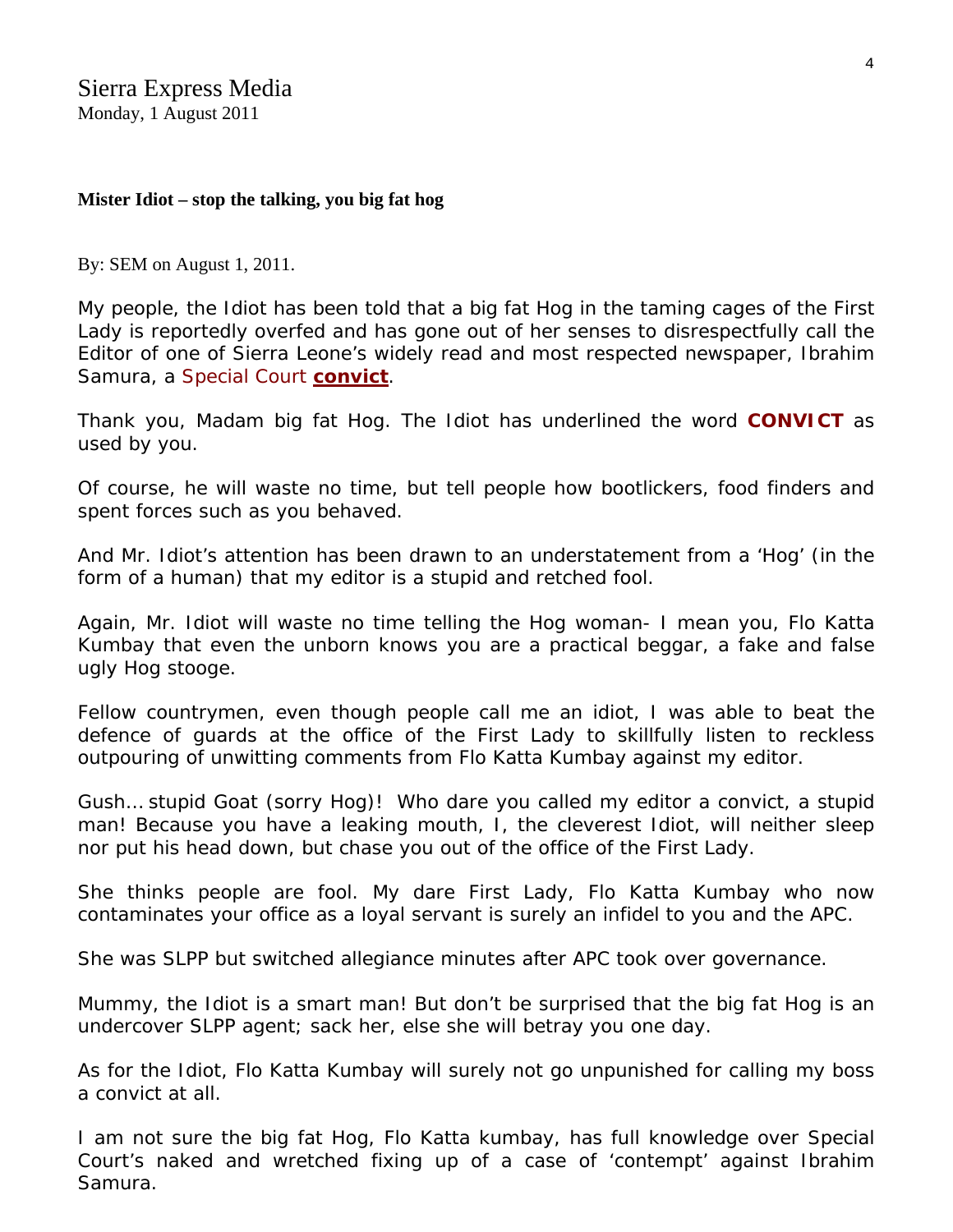Sierra Express Media
Monday, 1 August 2011

**Mister Idiot – stop the talking, you big fat hog**

By: SEM on August 1, 2011.

My people, the Idiot has been told that a big fat Hog in the taming cages of the First Lady is reportedly overfed and has gone out of her senses to disrespectfully call the Editor of one of Sierra Leone's widely read and most respected newspaper, Ibrahim Samura, a Special Court **convict**.

Thank you, Madam big fat Hog. The Idiot has underlined the word **CONVICT** as used by you.

Of course, he will waste no time, but tell people how bootlickers, food finders and spent forces such as you behaved.

And Mr. Idiot's attention has been drawn to an understatement from a 'Hog' (in the form of a human) that my editor is a stupid and retched fool.

Again, Mr. Idiot will waste no time telling the Hog woman- I mean you, Flo Katta Kumbay that even the unborn knows you are a practical beggar, a fake and false ugly Hog stooge.

Fellow countrymen, even though people call me an idiot, I was able to beat the defence of guards at the office of the First Lady to skillfully listen to reckless outpouring of unwitting comments from Flo Katta Kumbay against my editor.

Gush… stupid Goat (sorry Hog)! Who dare you called my editor a convict, a stupid man! Because you have a leaking mouth, I, the cleverest Idiot, will neither sleep nor put his head down, but chase you out of the office of the First Lady.

She thinks people are fool. My dare First Lady, Flo Katta Kumbay who now contaminates your office as a loyal servant is surely an infidel to you and the APC.

She was SLPP but switched allegiance minutes after APC took over governance.

Mummy, the Idiot is a smart man! But don't be surprised that the big fat Hog is an undercover SLPP agent; sack her, else she will betray you one day.

As for the Idiot, Flo Katta Kumbay will surely not go unpunished for calling my boss a convict at all.

I am not sure the big fat Hog, Flo Katta kumbay, has full knowledge over Special Court's naked and wretched fixing up of a case of 'contempt' against Ibrahim Samura.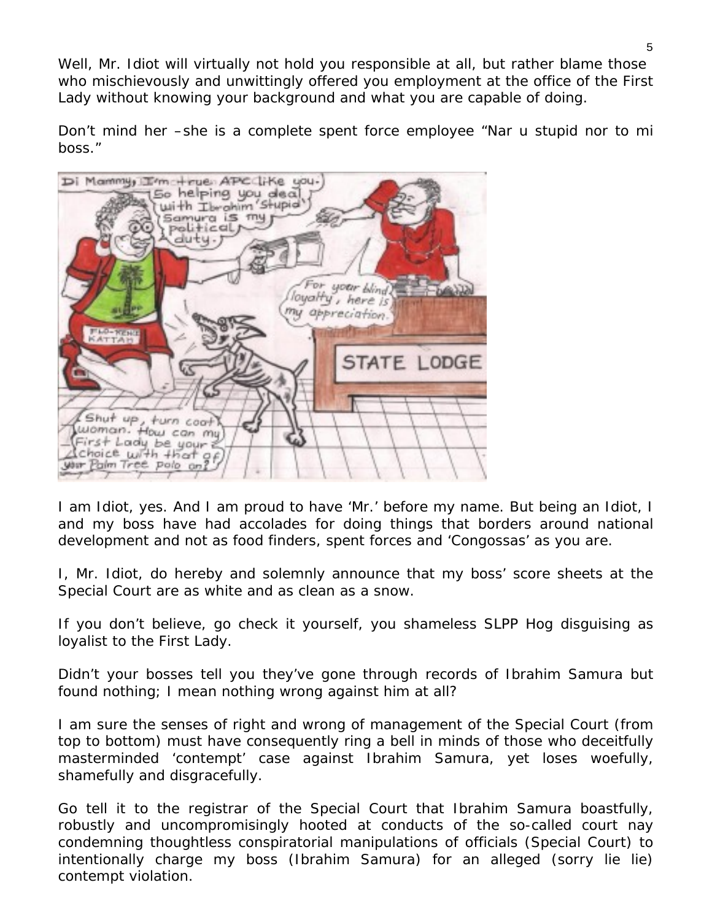Well, Mr. Idiot will virtually not hold you responsible at all, but rather blame those who mischievously and unwittingly offered you employment at the office of the First Lady without knowing your background and what you are capable of doing.

Don't mind her –she is a complete spent force employee "Nar u stupid nor to mi boss."

I am Idiot, yes. And I am proud to have 'Mr.' before my name. But being an Idiot, I and my boss have had accolades for doing things that borders around national development and not as food finders, spent forces and 'Congossas' as you are.

I, Mr. Idiot, do hereby and solemnly announce that my boss' score sheets at the Special Court are as white and as clean as a snow.

If you don't believe, go check it yourself, you shameless SLPP Hog disguising as loyalist to the First Lady.

Didn't your bosses tell you they've gone through records of Ibrahim Samura but found nothing; I mean nothing wrong against him at all?

I am sure the senses of right and wrong of management of the Special Court (from top to bottom) must have consequently ring a bell in minds of those who deceitfully masterminded 'contempt' case against Ibrahim Samura, yet loses woefully, shamefully and disgracefully.

Go tell it to the registrar of the Special Court that Ibrahim Samura boastfully, robustly and uncompromisingly hooted at conducts of the so-called court nay condemning thoughtless conspiratorial manipulations of officials (Special Court) to intentionally charge my boss (Ibrahim Samura) for an alleged (sorry lie lie) contempt violation.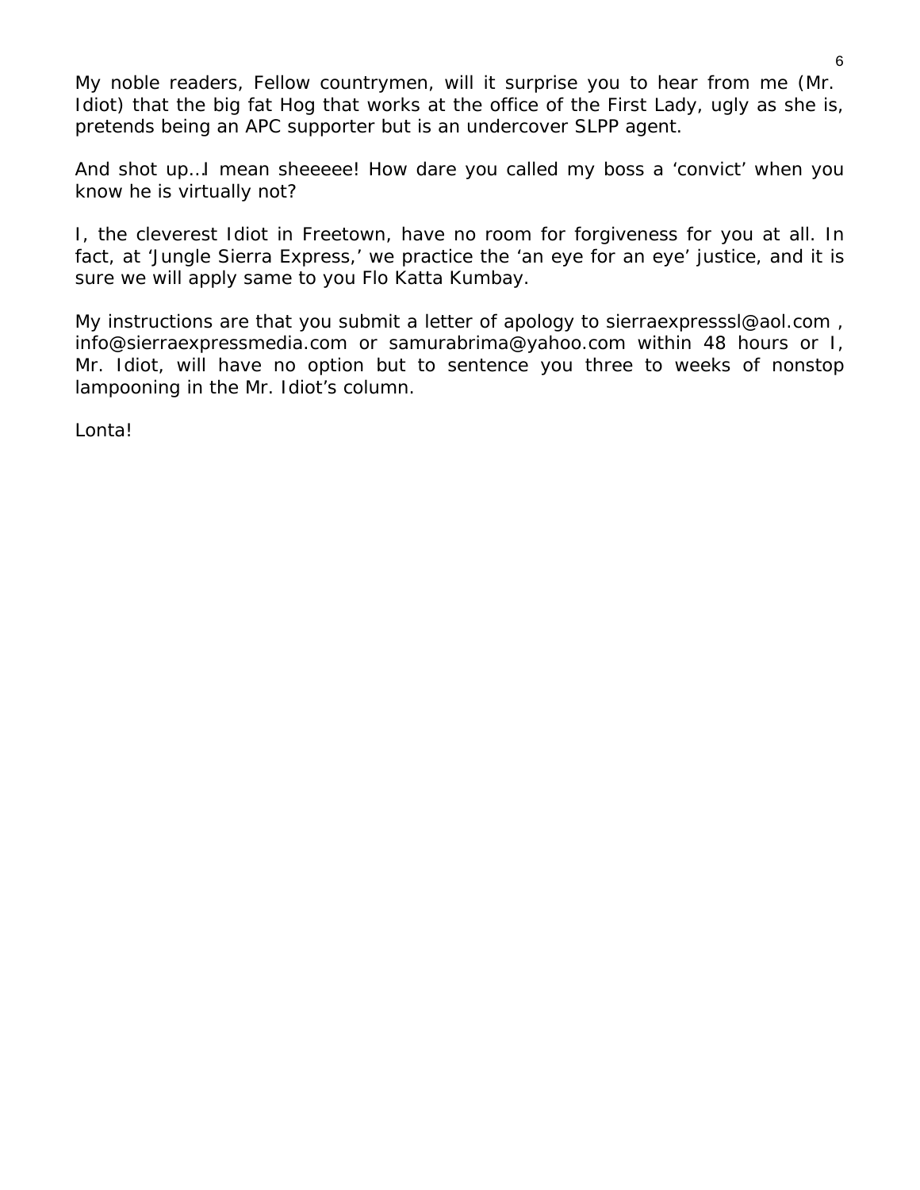My noble readers, Fellow countrymen, will it surprise you to hear from me (Mr. Idiot) that the big fat Hog that works at the office of the First Lady, ugly as she is, pretends being an APC supporter but is an undercover SLPP agent.

And shot up…I mean sheeeee! How dare you called my boss a 'convict' when you know he is virtually not?

I, the cleverest Idiot in Freetown, have no room for forgiveness for you at all. In fact, at 'Jungle Sierra Express,' we practice the 'an eye for an eye' justice, and it is sure we will apply same to you Flo Katta Kumbay.

My instructions are that you submit a letter of apology to sierraexpresssl@aol.com , info@sierraexpressmedia.com or samurabrima@yahoo.com within 48 hours or I, Mr. Idiot, will have no option but to sentence you three to weeks of nonstop lampooning in the Mr. Idiot's column.

Lonta!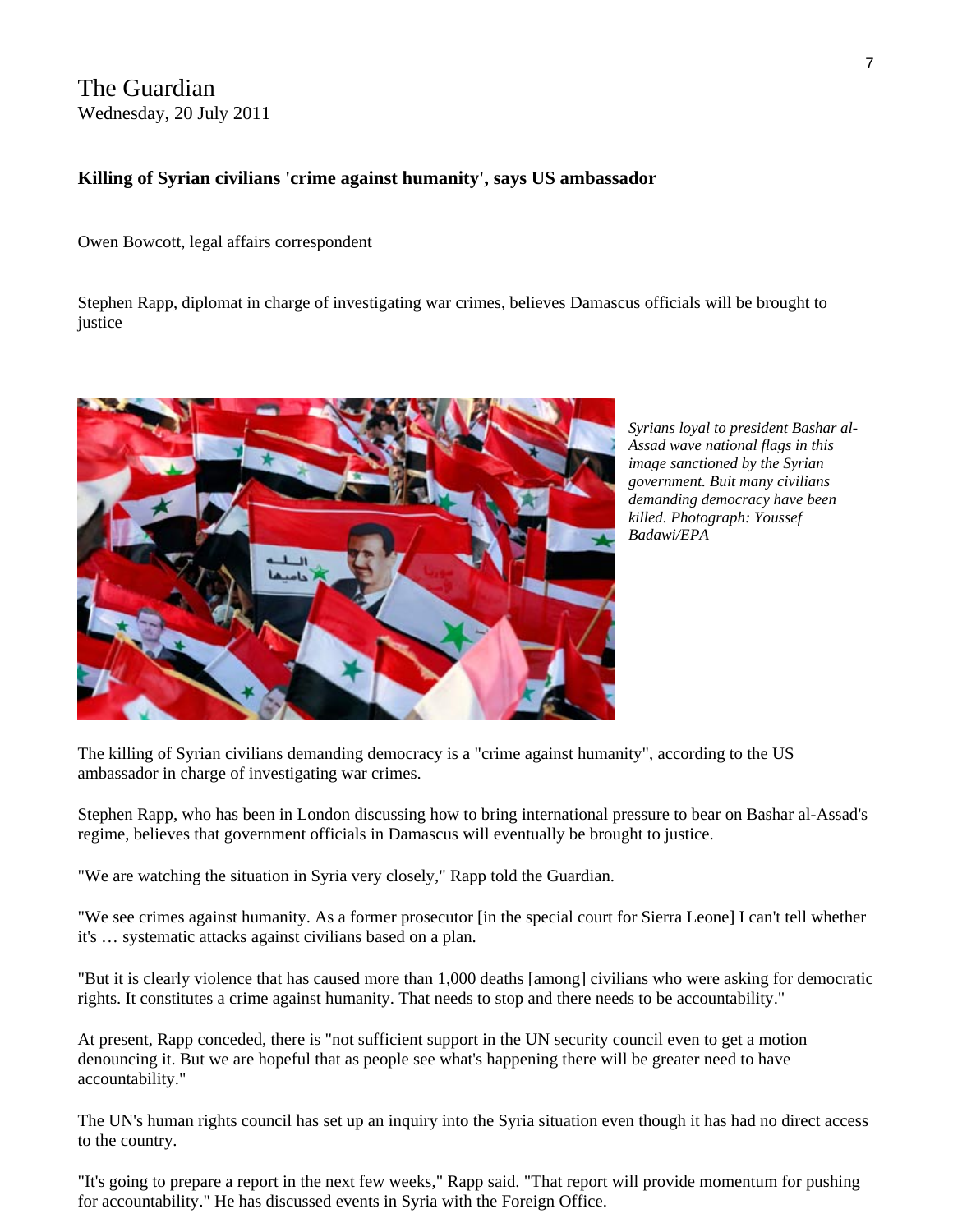The Guardian
Wednesday, 20 July 2011

**Killing of Syrian civilians 'crime against humanity', says US ambassador**

Owen Bowcott, legal affairs correspondent

Stephen Rapp, diplomat in charge of investigating war crimes, believes Damascus officials will be brought to justice

*Syrians loyal to president Bashar al-Assad wave national flags in this image sanctioned by the Syrian government. Buit many civilians demanding democracy have been killed. Photograph: Youssef Badawi/EPA*

The killing of Syrian civilians demanding democracy is a "crime against humanity", according to the US ambassador in charge of investigating war crimes.

Stephen Rapp, who has been in London discussing how to bring international pressure to bear on Bashar al-Assad's regime, believes that government officials in Damascus will eventually be brought to justice.

"We are watching the situation in Syria very closely," Rapp told the Guardian.

"We see crimes against humanity. As a former prosecutor [in the special court for Sierra Leone] I can't tell whether it's … systematic attacks against civilians based on a plan.

"But it is clearly violence that has caused more than 1,000 deaths [among] civilians who were asking for democratic rights. It constitutes a crime against humanity. That needs to stop and there needs to be accountability."

At present, Rapp conceded, there is "not sufficient support in the UN security council even to get a motion denouncing it. But we are hopeful that as people see what's happening there will be greater need to have accountability."

The UN's human rights council has set up an inquiry into the Syria situation even though it has had no direct access to the country.

"It's going to prepare a report in the next few weeks," Rapp said. "That report will provide momentum for pushing for accountability." He has discussed events in Syria with the Foreign Office.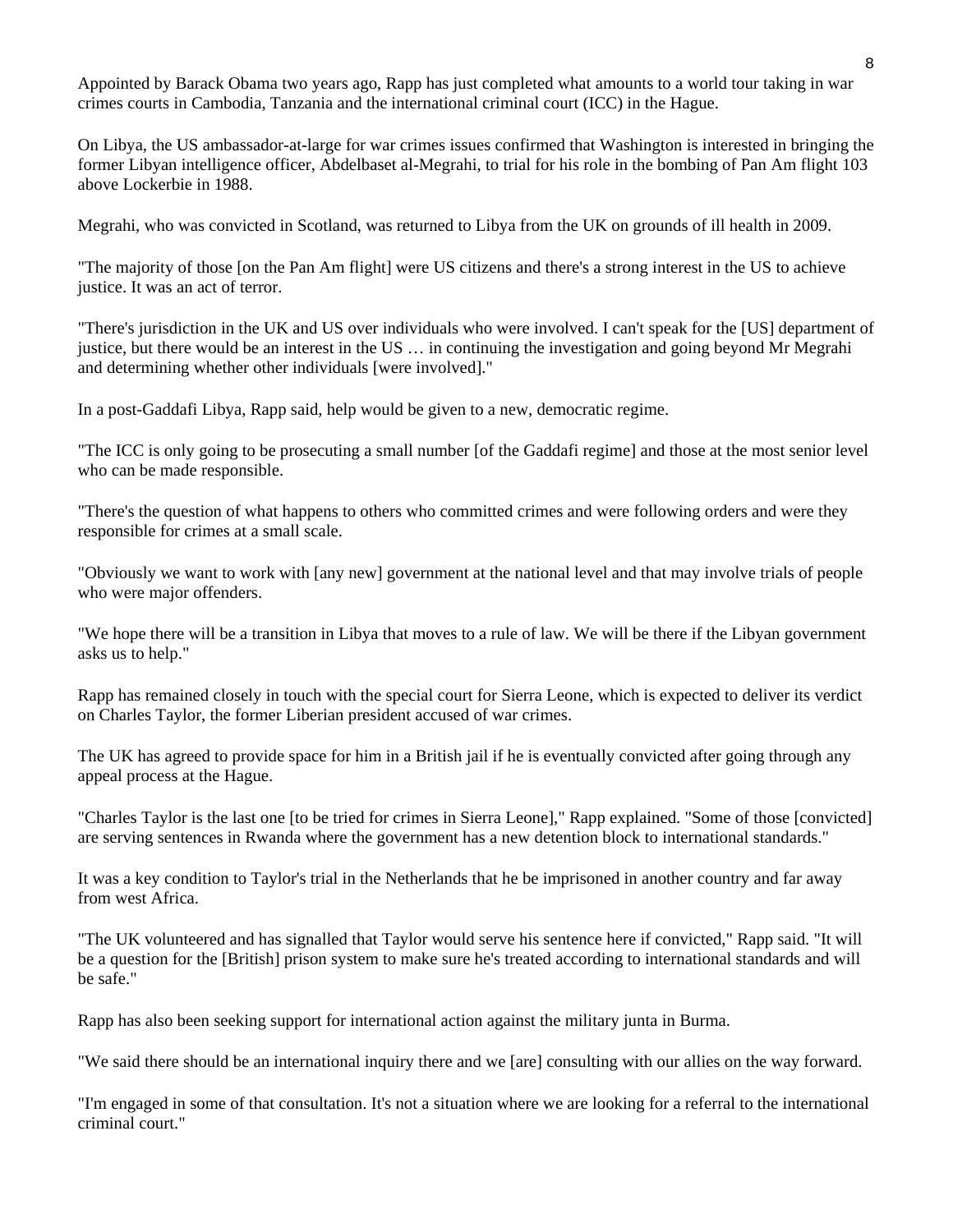Appointed by Barack Obama two years ago, Rapp has just completed what amounts to a world tour taking in war crimes courts in Cambodia, Tanzania and the international criminal court (ICC) in the Hague.

On Libya, the US ambassador-at-large for war crimes issues confirmed that Washington is interested in bringing the former Libyan intelligence officer, Abdelbaset al-Megrahi, to trial for his role in the bombing of Pan Am flight 103 above Lockerbie in 1988.

Megrahi, who was convicted in Scotland, was returned to Libya from the UK on grounds of ill health in 2009.

"The majority of those [on the Pan Am flight] were US citizens and there's a strong interest in the US to achieve justice. It was an act of terror.

"There's jurisdiction in the UK and US over individuals who were involved. I can't speak for the [US] department of justice, but there would be an interest in the US … in continuing the investigation and going beyond Mr Megrahi and determining whether other individuals [were involved]."

In a post-Gaddafi Libya, Rapp said, help would be given to a new, democratic regime.

"The ICC is only going to be prosecuting a small number [of the Gaddafi regime] and those at the most senior level who can be made responsible.

"There's the question of what happens to others who committed crimes and were following orders and were they responsible for crimes at a small scale.

"Obviously we want to work with [any new] government at the national level and that may involve trials of people who were major offenders.

"We hope there will be a transition in Libya that moves to a rule of law. We will be there if the Libyan government asks us to help."

Rapp has remained closely in touch with the special court for Sierra Leone, which is expected to deliver its verdict on Charles Taylor, the former Liberian president accused of war crimes.

The UK has agreed to provide space for him in a British jail if he is eventually convicted after going through any appeal process at the Hague.

"Charles Taylor is the last one [to be tried for crimes in Sierra Leone]," Rapp explained. "Some of those [convicted] are serving sentences in Rwanda where the government has a new detention block to international standards."

It was a key condition to Taylor's trial in the Netherlands that he be imprisoned in another country and far away from west Africa.

"The UK volunteered and has signalled that Taylor would serve his sentence here if convicted," Rapp said. "It will be a question for the [British] prison system to make sure he's treated according to international standards and will be safe."

Rapp has also been seeking support for international action against the military junta in Burma.

"We said there should be an international inquiry there and we [are] consulting with our allies on the way forward.

"I'm engaged in some of that consultation. It's not a situation where we are looking for a referral to the international criminal court."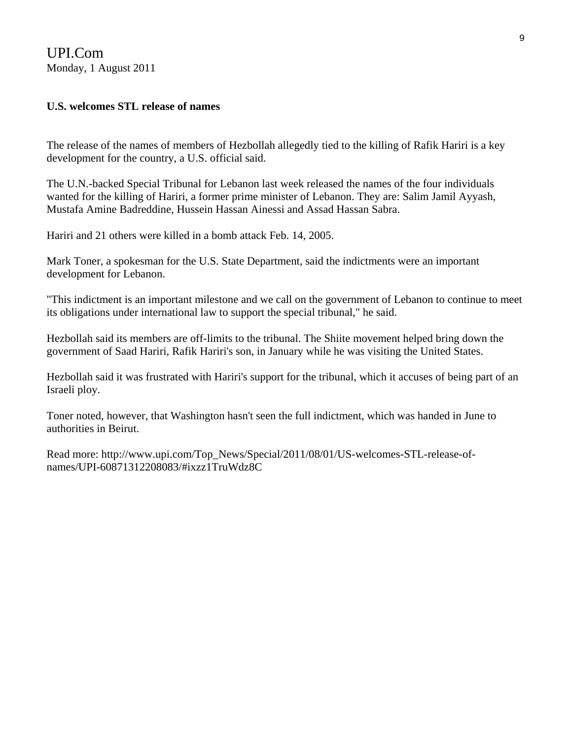UPI.Com
Monday, 1 August 2011

**U.S. welcomes STL release of names**

The release of the names of members of Hezbollah allegedly tied to the killing of Rafik Hariri is a key development for the country, a U.S. official said.

The U.N.-backed Special Tribunal for Lebanon last week released the names of the four individuals wanted for the killing of Hariri, a former prime minister of Lebanon. They are: Salim Jamil Ayyash, Mustafa Amine Badreddine, Hussein Hassan Ainessi and Assad Hassan Sabra.

Hariri and 21 others were killed in a bomb attack Feb. 14, 2005.

Mark Toner, a spokesman for the U.S. State Department, said the indictments were an important development for Lebanon.

"This indictment is an important milestone and we call on the government of Lebanon to continue to meet its obligations under international law to support the special tribunal," he said.

Hezbollah said its members are off-limits to the tribunal. The Shiite movement helped bring down the government of Saad Hariri, Rafik Hariri's son, in January while he was visiting the United States.

Hezbollah said it was frustrated with Hariri's support for the tribunal, which it accuses of being part of an Israeli ploy.

Toner noted, however, that Washington hasn't seen the full indictment, which was handed in June to authorities in Beirut.

Read more: http://www.upi.com/Top_News/Special/2011/08/01/US-welcomes-STL-release-of-names/UPI-60871312208083/#ixzz1TruWdz8C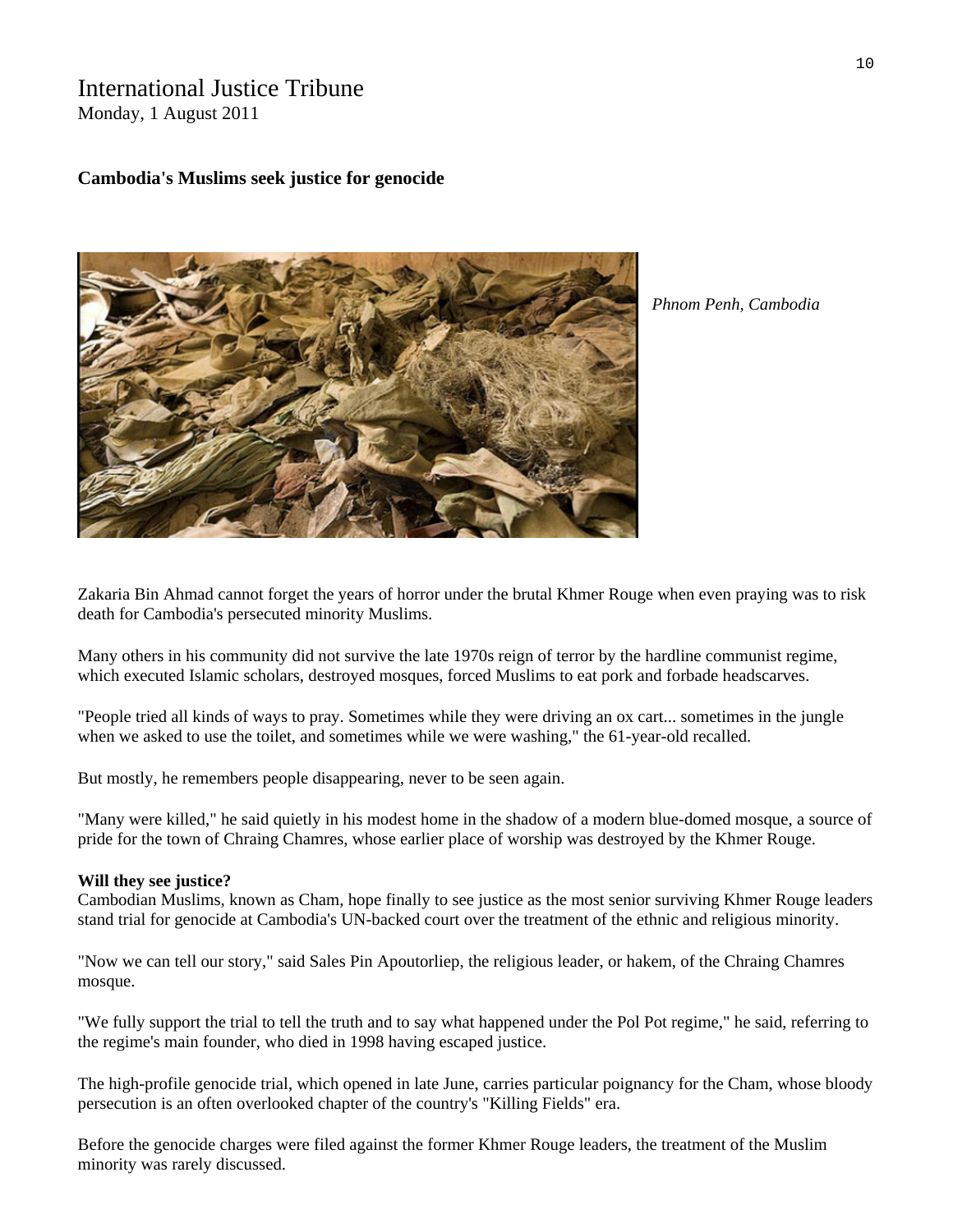International Justice Tribune
Monday, 1 August 2011

**Cambodia's Muslims seek justice for genocide**

*Phnom Penh, Cambodia*

Zakaria Bin Ahmad cannot forget the years of horror under the brutal Khmer Rouge when even praying was to risk death for Cambodia's persecuted minority Muslims.

Many others in his community did not survive the late 1970s reign of terror by the hardline communist regime, which executed Islamic scholars, destroyed mosques, forced Muslims to eat pork and forbade headscarves.

"People tried all kinds of ways to pray. Sometimes while they were driving an ox cart... sometimes in the jungle when we asked to use the toilet, and sometimes while we were washing," the 61-year-old recalled.

But mostly, he remembers people disappearing, never to be seen again.

"Many were killed," he said quietly in his modest home in the shadow of a modern blue-domed mosque, a source of pride for the town of Chraing Chamres, whose earlier place of worship was destroyed by the Khmer Rouge.

**Will they see justice?**

Cambodian Muslims, known as Cham, hope finally to see justice as the most senior surviving Khmer Rouge leaders stand trial for genocide at Cambodia's UN-backed court over the treatment of the ethnic and religious minority.

"Now we can tell our story," said Sales Pin Apoutorliep, the religious leader, or hakem, of the Chraing Chamres mosque.

"We fully support the trial to tell the truth and to say what happened under the Pol Pot regime," he said, referring to the regime's main founder, who died in 1998 having escaped justice.

The high-profile genocide trial, which opened in late June, carries particular poignancy for the Cham, whose bloody persecution is an often overlooked chapter of the country's "Killing Fields" era.

Before the genocide charges were filed against the former Khmer Rouge leaders, the treatment of the Muslim minority was rarely discussed.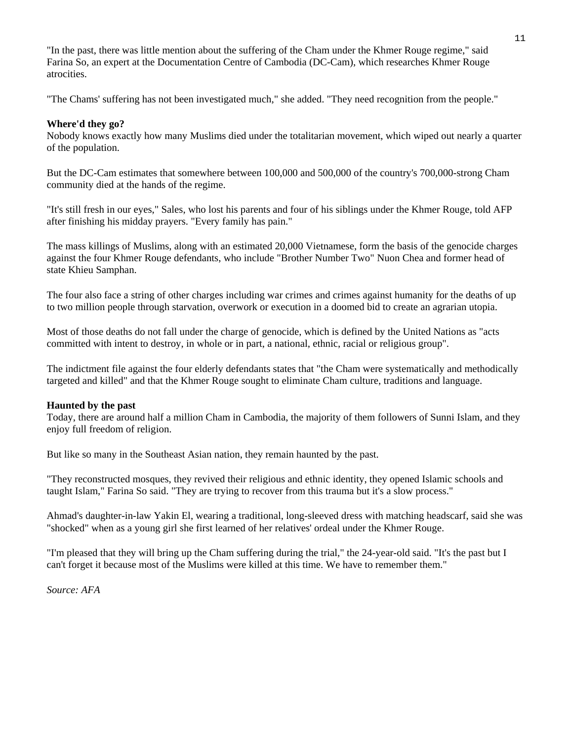"In the past, there was little mention about the suffering of the Cham under the Khmer Rouge regime," said Farina So, an expert at the Documentation Centre of Cambodia (DC-Cam), which researches Khmer Rouge atrocities.

"The Chams' suffering has not been investigated much," she added. "They need recognition from the people."

**Where'd they go?**

Nobody knows exactly how many Muslims died under the totalitarian movement, which wiped out nearly a quarter of the population.

But the DC-Cam estimates that somewhere between 100,000 and 500,000 of the country's 700,000-strong Cham community died at the hands of the regime.

"It's still fresh in our eyes," Sales, who lost his parents and four of his siblings under the Khmer Rouge, told AFP after finishing his midday prayers. "Every family has pain."

The mass killings of Muslims, along with an estimated 20,000 Vietnamese, form the basis of the genocide charges against the four Khmer Rouge defendants, who include "Brother Number Two" Nuon Chea and former head of state Khieu Samphan.

The four also face a string of other charges including war crimes and crimes against humanity for the deaths of up to two million people through starvation, overwork or execution in a doomed bid to create an agrarian utopia.

Most of those deaths do not fall under the charge of genocide, which is defined by the United Nations as "acts committed with intent to destroy, in whole or in part, a national, ethnic, racial or religious group".

The indictment file against the four elderly defendants states that "the Cham were systematically and methodically targeted and killed" and that the Khmer Rouge sought to eliminate Cham culture, traditions and language.

**Haunted by the past**

Today, there are around half a million Cham in Cambodia, the majority of them followers of Sunni Islam, and they enjoy full freedom of religion.

But like so many in the Southeast Asian nation, they remain haunted by the past.

"They reconstructed mosques, they revived their religious and ethnic identity, they opened Islamic schools and taught Islam," Farina So said. "They are trying to recover from this trauma but it's a slow process."

Ahmad's daughter-in-law Yakin El, wearing a traditional, long-sleeved dress with matching headscarf, said she was "shocked" when as a young girl she first learned of her relatives' ordeal under the Khmer Rouge.

"I'm pleased that they will bring up the Cham suffering during the trial," the 24-year-old said. "It's the past but I can't forget it because most of the Muslims were killed at this time. We have to remember them."

*Source: AFA*